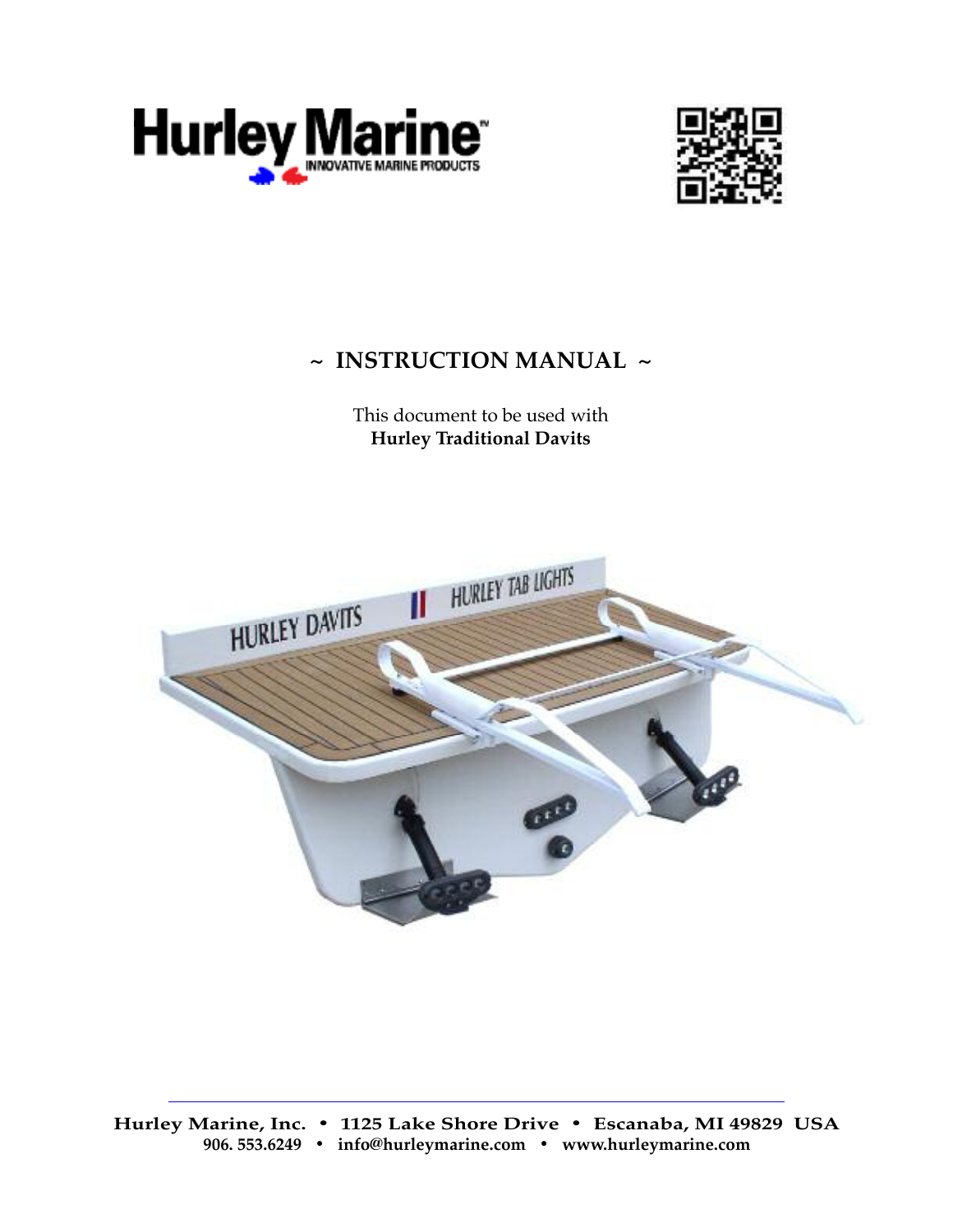Hurley Marine™
INNOVATIVE MARINE PRODUCTS

# ~ INSTRUCTION MANUAL ~

This document to be used with
**Hurley Traditional Davits**

**Hurley Marine, Inc. • 1125 Lake Shore Drive • Escanaba, MI 49829 USA**
**906. 553.6249 • info@hurleymarine.com • www.hurleymarine.com**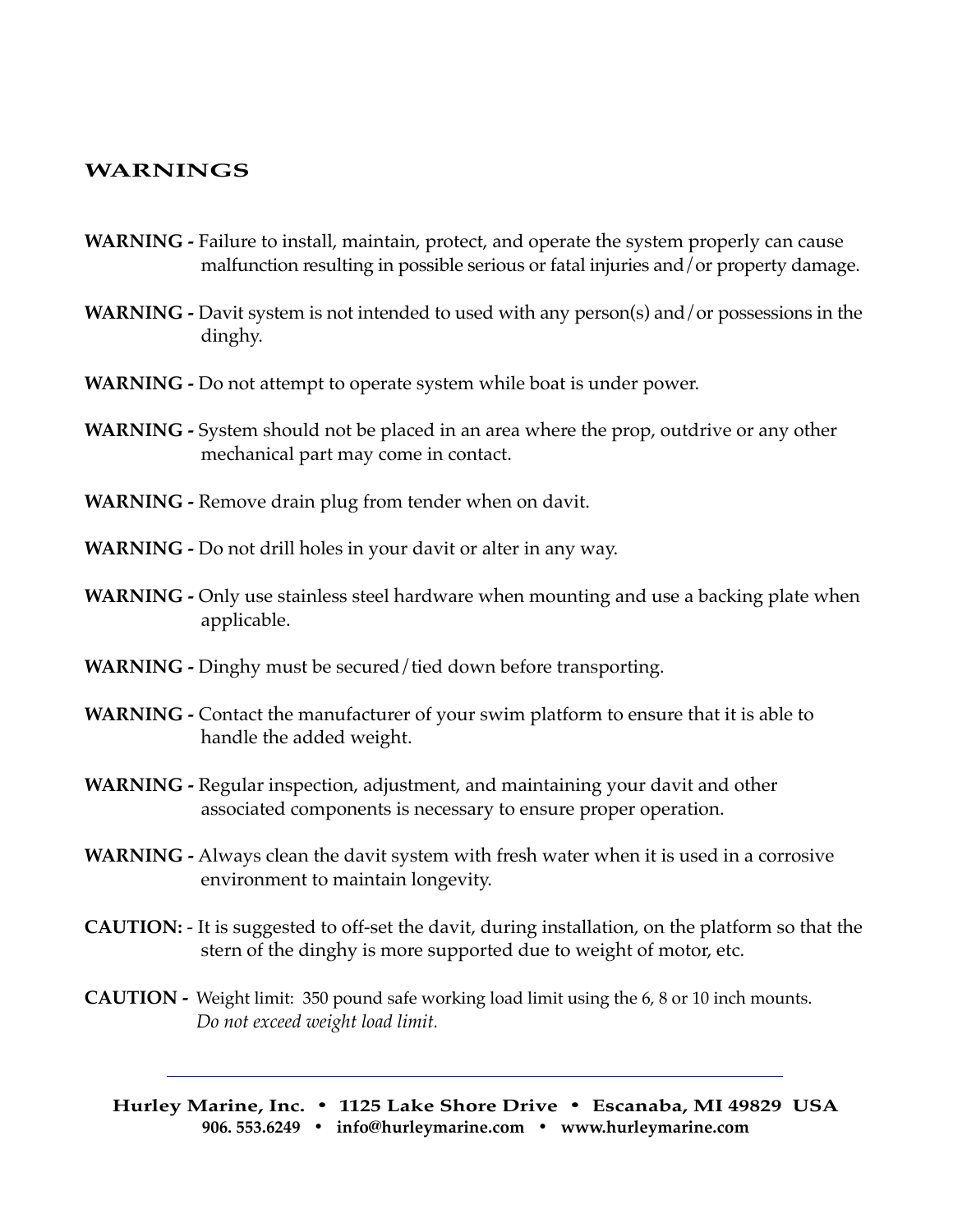## WARNINGS

**WARNING -** Failure to install, maintain, protect, and operate the system properly can cause malfunction resulting in possible serious or fatal injuries and/or property damage.

**WARNING -** Davit system is not intended to used with any person(s) and/or possessions in the dinghy.

**WARNING -** Do not attempt to operate system while boat is under power.

**WARNING -** System should not be placed in an area where the prop, outdrive or any other mechanical part may come in contact.

**WARNING -** Remove drain plug from tender when on davit.

**WARNING -** Do not drill holes in your davit or alter in any way.

**WARNING -** Only use stainless steel hardware when mounting and use a backing plate when applicable.

**WARNING -** Dinghy must be secured/tied down before transporting.

**WARNING -** Contact the manufacturer of your swim platform to ensure that it is able to handle the added weight.

**WARNING -** Regular inspection, adjustment, and maintaining your davit and other associated components is necessary to ensure proper operation.

**WARNING -** Always clean the davit system with fresh water when it is used in a corrosive environment to maintain longevity.

**CAUTION:** - It is suggested to off-set the davit, during installation, on the platform so that the stern of the dinghy is more supported due to weight of motor, etc.

**CAUTION -** Weight limit: 350 pound safe working load limit using the 6, 8 or 10 inch mounts. *Do not exceed weight load limit.*

---

**Hurley Marine, Inc. • 1125 Lake Shore Drive • Escanaba, MI 49829 USA**
**906. 553.6249 • info@hurleymarine.com • www.hurleymarine.com**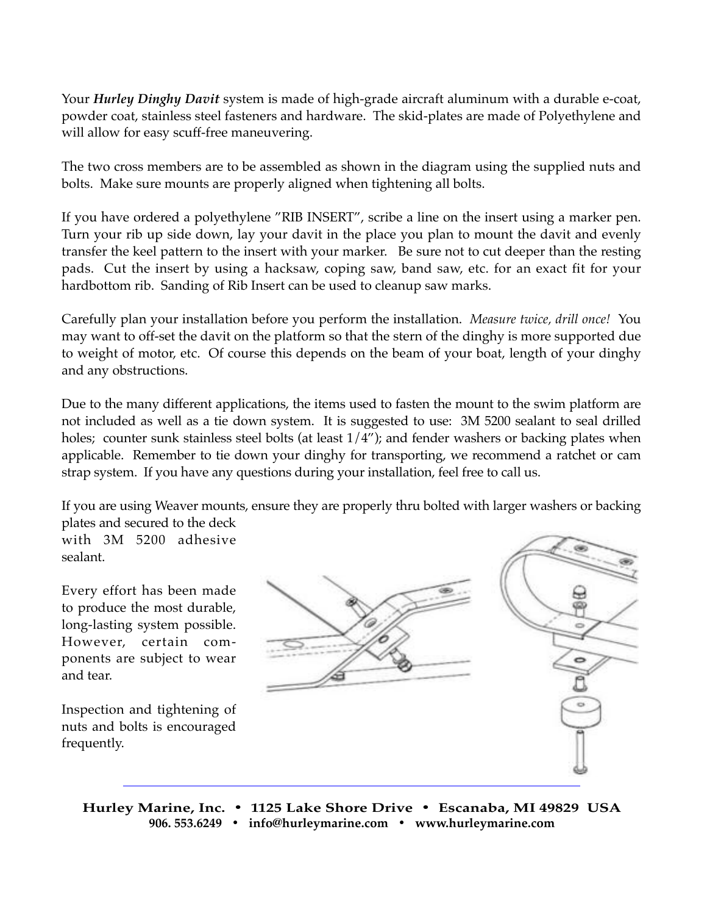Your ***Hurley Dinghy Davit*** system is made of high-grade aircraft aluminum with a durable e-coat, powder coat, stainless steel fasteners and hardware. The skid-plates are made of Polyethylene and will allow for easy scuff-free maneuvering.

The two cross members are to be assembled as shown in the diagram using the supplied nuts and bolts. Make sure mounts are properly aligned when tightening all bolts.

If you have ordered a polyethylene "RIB INSERT", scribe a line on the insert using a marker pen. Turn your rib up side down, lay your davit in the place you plan to mount the davit and evenly transfer the keel pattern to the insert with your marker. Be sure not to cut deeper than the resting pads. Cut the insert by using a hacksaw, coping saw, band saw, etc. for an exact fit for your hardbottom rib. Sanding of Rib Insert can be used to cleanup saw marks.

Carefully plan your installation before you perform the installation. *Measure twice, drill once!* You may want to off-set the davit on the platform so that the stern of the dinghy is more supported due to weight of motor, etc. Of course this depends on the beam of your boat, length of your dinghy and any obstructions.

Due to the many different applications, the items used to fasten the mount to the swim platform are not included as well as a tie down system. It is suggested to use: 3M 5200 sealant to seal drilled holes; counter sunk stainless steel bolts (at least 1/4"); and fender washers or backing plates when applicable. Remember to tie down your dinghy for transporting, we recommend a ratchet or cam strap system. If you have any questions during your installation, feel free to call us.

If you are using Weaver mounts, ensure they are properly thru bolted with larger washers or backing plates and secured to the deck with 3M 5200 adhesive sealant.

Every effort has been made to produce the most durable, long-lasting system possible. However, certain components are subject to wear and tear.

Inspection and tightening of nuts and bolts is encouraged frequently.

**Hurley Marine, Inc. • 1125 Lake Shore Drive • Escanaba, MI 49829 USA**
**906. 553.6249 • info@hurleymarine.com • www.hurleymarine.com**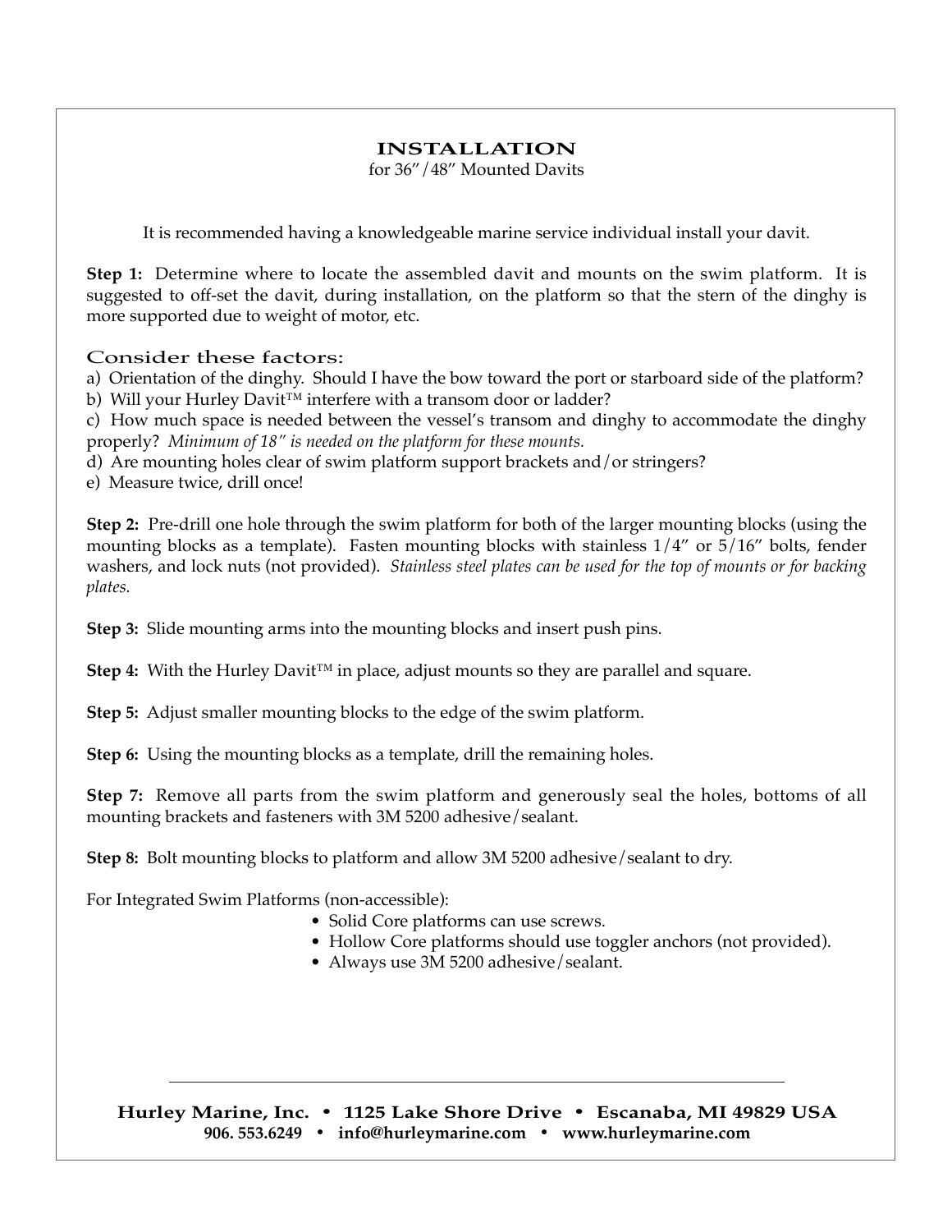# INSTALLATION

for 36"/48" Mounted Davits

It is recommended having a knowledgeable marine service individual install your davit.

**Step 1:** Determine where to locate the assembled davit and mounts on the swim platform. It is suggested to off-set the davit, during installation, on the platform so that the stern of the dinghy is more supported due to weight of motor, etc.

## Consider these factors:

a) Orientation of the dinghy. Should I have the bow toward the port or starboard side of the platform?
b) Will your Hurley Davit™ interfere with a transom door or ladder?
c) How much space is needed between the vessel's transom and dinghy to accommodate the dinghy properly? *Minimum of 18" is needed on the platform for these mounts.*
d) Are mounting holes clear of swim platform support brackets and/or stringers?
e) Measure twice, drill once!

**Step 2:** Pre-drill one hole through the swim platform for both of the larger mounting blocks (using the mounting blocks as a template). Fasten mounting blocks with stainless 1/4" or 5/16" bolts, fender washers, and lock nuts (not provided). *Stainless steel plates can be used for the top of mounts or for backing plates.*

**Step 3:** Slide mounting arms into the mounting blocks and insert push pins.

**Step 4:** With the Hurley Davit™ in place, adjust mounts so they are parallel and square.

**Step 5:** Adjust smaller mounting blocks to the edge of the swim platform.

**Step 6:** Using the mounting blocks as a template, drill the remaining holes.

**Step 7:** Remove all parts from the swim platform and generously seal the holes, bottoms of all mounting brackets and fasteners with 3M 5200 adhesive/sealant.

**Step 8:** Bolt mounting blocks to platform and allow 3M 5200 adhesive/sealant to dry.

For Integrated Swim Platforms (non-accessible):

- Solid Core platforms can use screws.
- Hollow Core platforms should use toggler anchors (not provided).
- Always use 3M 5200 adhesive/sealant.

---

**Hurley Marine, Inc. • 1125 Lake Shore Drive • Escanaba, MI 49829 USA**
**906. 553.6249 • info@hurleymarine.com • www.hurleymarine.com**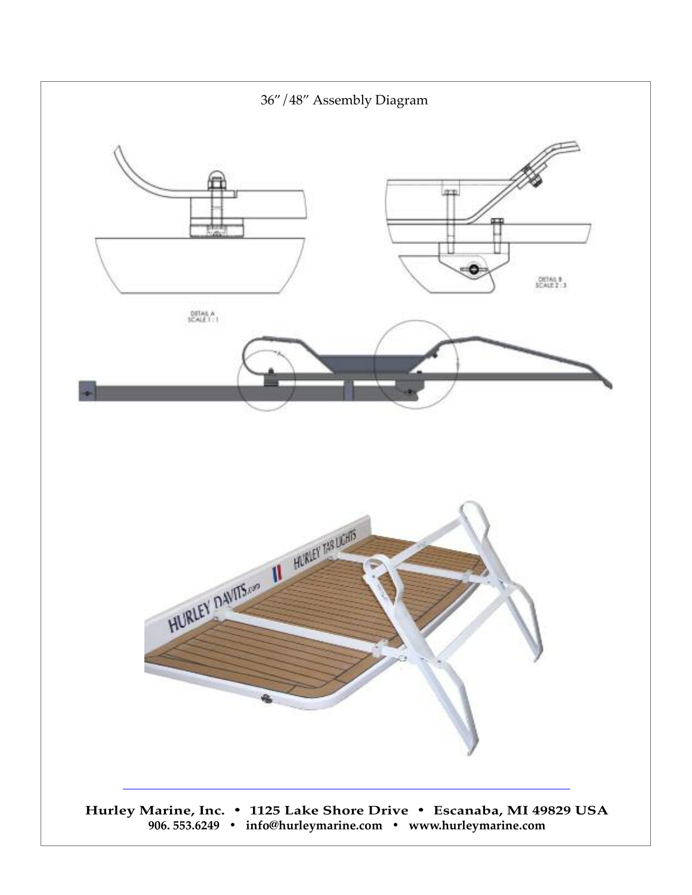36"/48" Assembly Diagram

DETAIL A
SCALE 1 : 1

DETAIL B
SCALE 2 : 3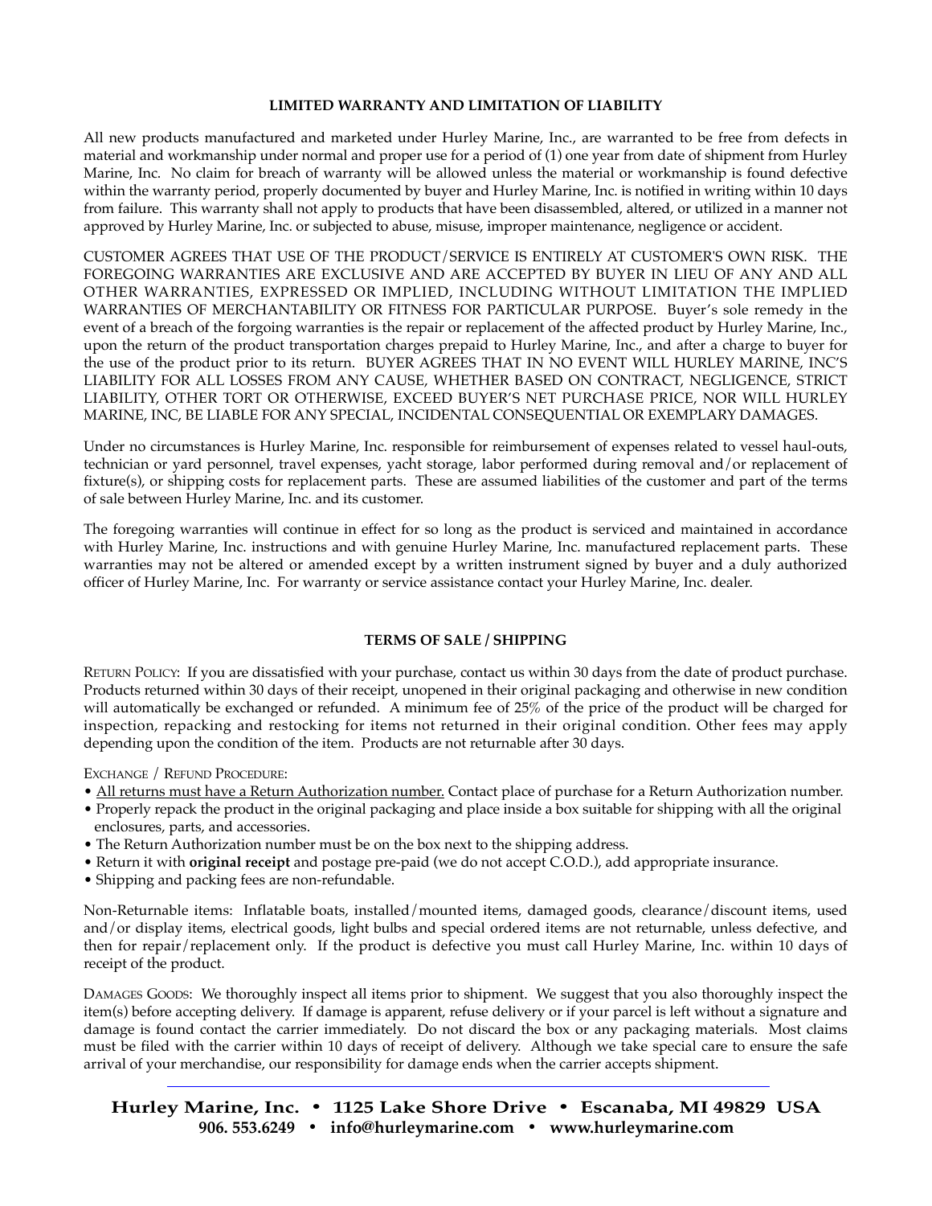## LIMITED WARRANTY AND LIMITATION OF LIABILITY

All new products manufactured and marketed under Hurley Marine, Inc., are warranted to be free from defects in material and workmanship under normal and proper use for a period of (1) one year from date of shipment from Hurley Marine, Inc. No claim for breach of warranty will be allowed unless the material or workmanship is found defective within the warranty period, properly documented by buyer and Hurley Marine, Inc. is notified in writing within 10 days from failure. This warranty shall not apply to products that have been disassembled, altered, or utilized in a manner not approved by Hurley Marine, Inc. or subjected to abuse, misuse, improper maintenance, negligence or accident.

CUSTOMER AGREES THAT USE OF THE PRODUCT/SERVICE IS ENTIRELY AT CUSTOMER'S OWN RISK. THE FOREGOING WARRANTIES ARE EXCLUSIVE AND ARE ACCEPTED BY BUYER IN LIEU OF ANY AND ALL OTHER WARRANTIES, EXPRESSED OR IMPLIED, INCLUDING WITHOUT LIMITATION THE IMPLIED WARRANTIES OF MERCHANTABILITY OR FITNESS FOR PARTICULAR PURPOSE. Buyer's sole remedy in the event of a breach of the forgoing warranties is the repair or replacement of the affected product by Hurley Marine, Inc., upon the return of the product transportation charges prepaid to Hurley Marine, Inc., and after a charge to buyer for the use of the product prior to its return. BUYER AGREES THAT IN NO EVENT WILL HURLEY MARINE, INC'S LIABILITY FOR ALL LOSSES FROM ANY CAUSE, WHETHER BASED ON CONTRACT, NEGLIGENCE, STRICT LIABILITY, OTHER TORT OR OTHERWISE, EXCEED BUYER'S NET PURCHASE PRICE, NOR WILL HURLEY MARINE, INC, BE LIABLE FOR ANY SPECIAL, INCIDENTAL CONSEQUENTIAL OR EXEMPLARY DAMAGES.

Under no circumstances is Hurley Marine, Inc. responsible for reimbursement of expenses related to vessel haul-outs, technician or yard personnel, travel expenses, yacht storage, labor performed during removal and/or replacement of fixture(s), or shipping costs for replacement parts. These are assumed liabilities of the customer and part of the terms of sale between Hurley Marine, Inc. and its customer.

The foregoing warranties will continue in effect for so long as the product is serviced and maintained in accordance with Hurley Marine, Inc. instructions and with genuine Hurley Marine, Inc. manufactured replacement parts. These warranties may not be altered or amended except by a written instrument signed by buyer and a duly authorized officer of Hurley Marine, Inc. For warranty or service assistance contact your Hurley Marine, Inc. dealer.

## TERMS OF SALE / SHIPPING

RETURN POLICY: If you are dissatisfied with your purchase, contact us within 30 days from the date of product purchase. Products returned within 30 days of their receipt, unopened in their original packaging and otherwise in new condition will automatically be exchanged or refunded. A minimum fee of 25% of the price of the product will be charged for inspection, repacking and restocking for items not returned in their original condition. Other fees may apply depending upon the condition of the item. Products are not returnable after 30 days.

EXCHANGE / REFUND PROCEDURE:

- <u>All returns must have a Return Authorization number.</u> Contact place of purchase for a Return Authorization number.
- Properly repack the product in the original packaging and place inside a box suitable for shipping with all the original enclosures, parts, and accessories.
- The Return Authorization number must be on the box next to the shipping address.
- Return it with **original receipt** and postage pre-paid (we do not accept C.O.D.), add appropriate insurance.
- Shipping and packing fees are non-refundable.

Non-Returnable items: Inflatable boats, installed/mounted items, damaged goods, clearance/discount items, used and/or display items, electrical goods, light bulbs and special ordered items are not returnable, unless defective, and then for repair/replacement only. If the product is defective you must call Hurley Marine, Inc. within 10 days of receipt of the product.

DAMAGES GOODS: We thoroughly inspect all items prior to shipment. We suggest that you also thoroughly inspect the item(s) before accepting delivery. If damage is apparent, refuse delivery or if your parcel is left without a signature and damage is found contact the carrier immediately. Do not discard the box or any packaging materials. Most claims must be filed with the carrier within 10 days of receipt of delivery. Although we take special care to ensure the safe arrival of your merchandise, our responsibility for damage ends when the carrier accepts shipment.

---

**Hurley Marine, Inc. • 1125 Lake Shore Drive • Escanaba, MI 49829 USA**

**906. 553.6249 • info@hurleymarine.com • www.hurleymarine.com**